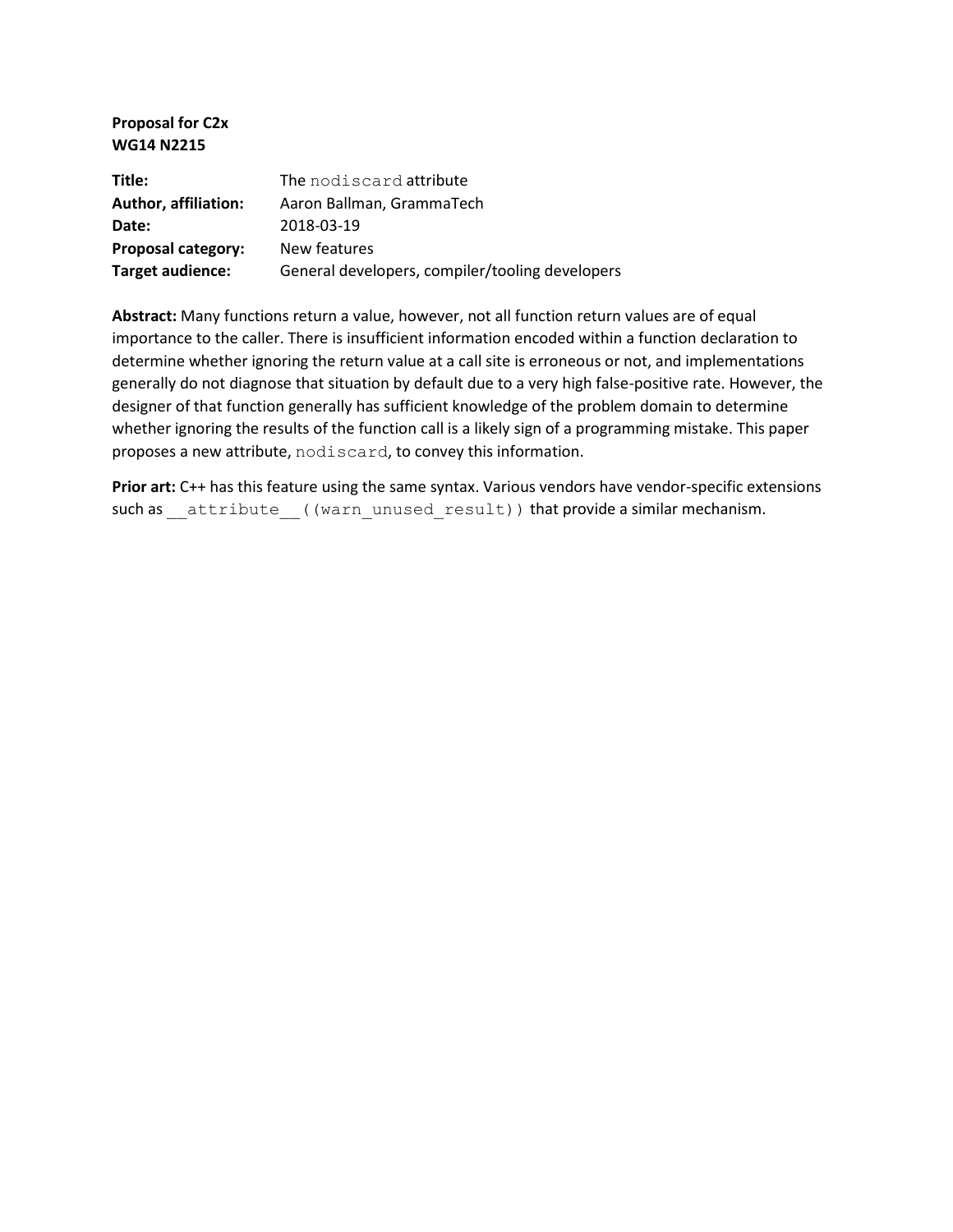**Proposal for C2x**
**WG14 N2215**

| | |
|---|---|
| **Title:** | The `nodiscard` attribute |
| **Author, affiliation:** | Aaron Ballman, GrammaTech |
| **Date:** | 2018-03-19 |
| **Proposal category:** | New features |
| **Target audience:** | General developers, compiler/tooling developers |

**Abstract:** Many functions return a value, however, not all function return values are of equal importance to the caller. There is insufficient information encoded within a function declaration to determine whether ignoring the return value at a call site is erroneous or not, and implementations generally do not diagnose that situation by default due to a very high false-positive rate. However, the designer of that function generally has sufficient knowledge of the problem domain to determine whether ignoring the results of the function call is a likely sign of a programming mistake. This paper proposes a new attribute, `nodiscard`, to convey this information.

**Prior art:** C++ has this feature using the same syntax. Various vendors have vendor-specific extensions such as `__attribute__((warn_unused_result))` that provide a similar mechanism.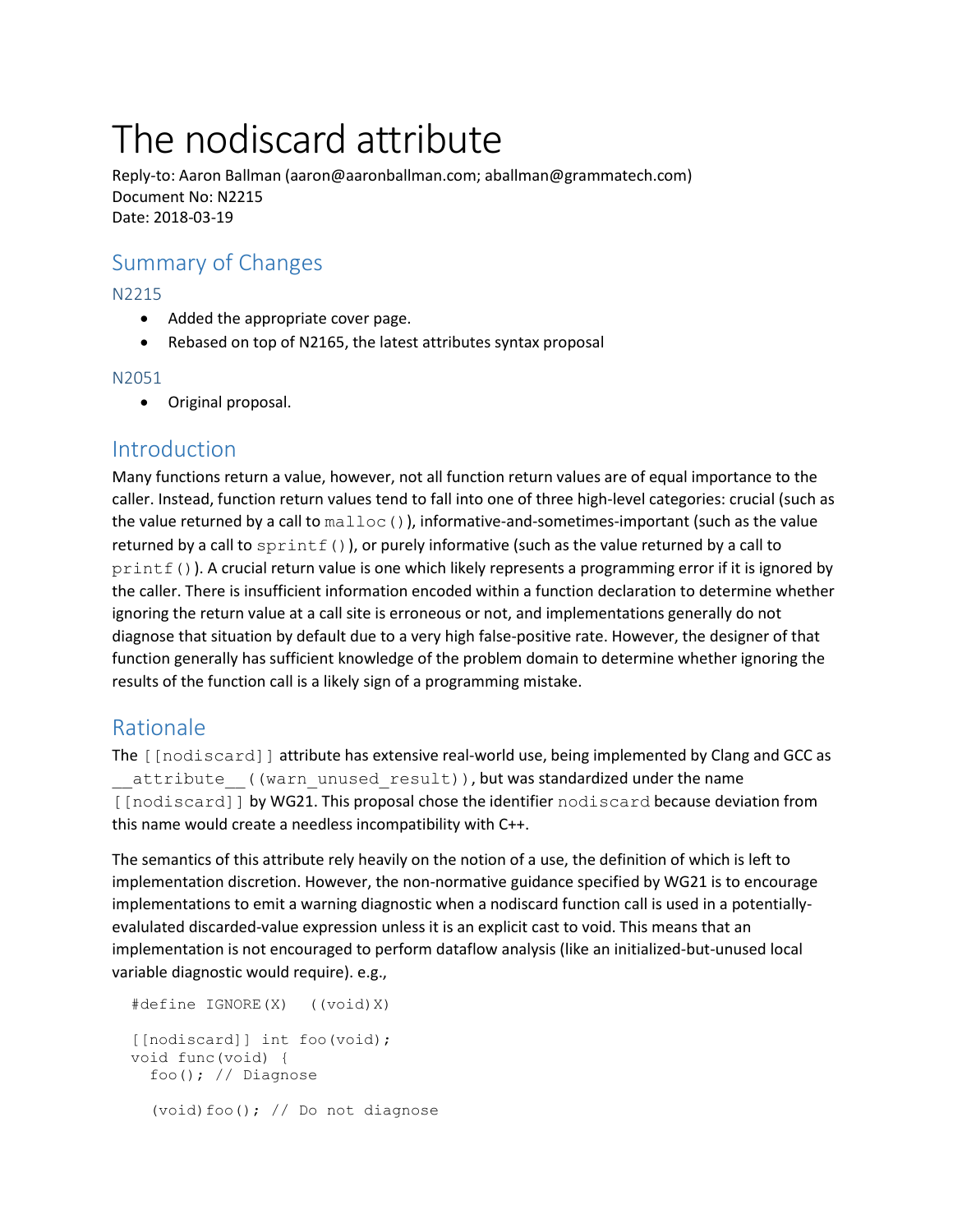# The nodiscard attribute

Reply-to: Aaron Ballman (aaron@aaronballman.com; aballman@grammatech.com)
Document No: N2215
Date: 2018-03-19

## Summary of Changes

### N2215

- Added the appropriate cover page.
- Rebased on top of N2165, the latest attributes syntax proposal

### N2051

- Original proposal.

## Introduction

Many functions return a value, however, not all function return values are of equal importance to the caller. Instead, function return values tend to fall into one of three high-level categories: crucial (such as the value returned by a call to `malloc()`), informative-and-sometimes-important (such as the value returned by a call to `sprintf()`), or purely informative (such as the value returned by a call to `printf()`). A crucial return value is one which likely represents a programming error if it is ignored by the caller. There is insufficient information encoded within a function declaration to determine whether ignoring the return value at a call site is erroneous or not, and implementations generally do not diagnose that situation by default due to a very high false-positive rate. However, the designer of that function generally has sufficient knowledge of the problem domain to determine whether ignoring the results of the function call is a likely sign of a programming mistake.

## Rationale

The `[[nodiscard]]` attribute has extensive real-world use, being implemented by Clang and GCC as `__attribute__((warn_unused_result))`, but was standardized under the name `[[nodiscard]]` by WG21. This proposal chose the identifier `nodiscard` because deviation from this name would create a needless incompatibility with C++.

The semantics of this attribute rely heavily on the notion of a use, the definition of which is left to implementation discretion. However, the non-normative guidance specified by WG21 is to encourage implementations to emit a warning diagnostic when a nodiscard function call is used in a potentially-evalulated discarded-value expression unless it is an explicit cast to void. This means that an implementation is not encouraged to perform dataflow analysis (like an initialized-but-unused local variable diagnostic would require). e.g.,

```
#define IGNORE(X)   ((void)X)

[[nodiscard]] int foo(void);
void func(void) {
  foo(); // Diagnose

  (void)foo(); // Do not diagnose
```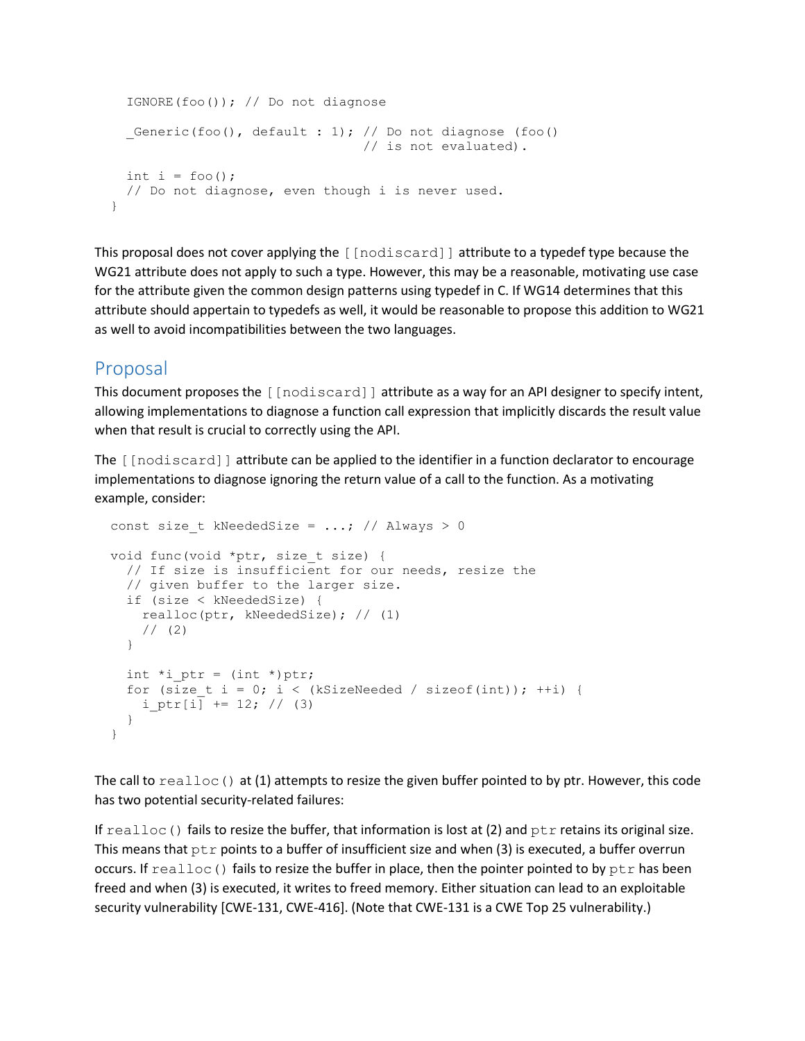```
  IGNORE(foo()); // Do not diagnose

  _Generic(foo(), default : 1); // Do not diagnose (foo()
                                // is not evaluated).

  int i = foo();
  // Do not diagnose, even though i is never used.
}
```

This proposal does not cover applying the `[[nodiscard]]` attribute to a typedef type because the WG21 attribute does not apply to such a type. However, this may be a reasonable, motivating use case for the attribute given the common design patterns using typedef in C. If WG14 determines that this attribute should appertain to typedefs as well, it would be reasonable to propose this addition to WG21 as well to avoid incompatibilities between the two languages.

## Proposal

This document proposes the `[[nodiscard]]` attribute as a way for an API designer to specify intent, allowing implementations to diagnose a function call expression that implicitly discards the result value when that result is crucial to correctly using the API.

The `[[nodiscard]]` attribute can be applied to the identifier in a function declarator to encourage implementations to diagnose ignoring the return value of a call to the function. As a motivating example, consider:

```
const size_t kNeededSize = ...; // Always > 0

void func(void *ptr, size_t size) {
  // If size is insufficient for our needs, resize the
  // given buffer to the larger size.
  if (size < kNeededSize) {
    realloc(ptr, kNeededSize); // (1)
    // (2)
  }

  int *i_ptr = (int *)ptr;
  for (size_t i = 0; i < (kSizeNeeded / sizeof(int)); ++i) {
    i_ptr[i] += 12; // (3)
  }
}
```

The call to `realloc()` at (1) attempts to resize the given buffer pointed to by ptr. However, this code has two potential security-related failures:

If `realloc()` fails to resize the buffer, that information is lost at (2) and `ptr` retains its original size. This means that `ptr` points to a buffer of insufficient size and when (3) is executed, a buffer overrun occurs. If `realloc()` fails to resize the buffer in place, then the pointer pointed to by `ptr` has been freed and when (3) is executed, it writes to freed memory. Either situation can lead to an exploitable security vulnerability [CWE-131, CWE-416]. (Note that CWE-131 is a CWE Top 25 vulnerability.)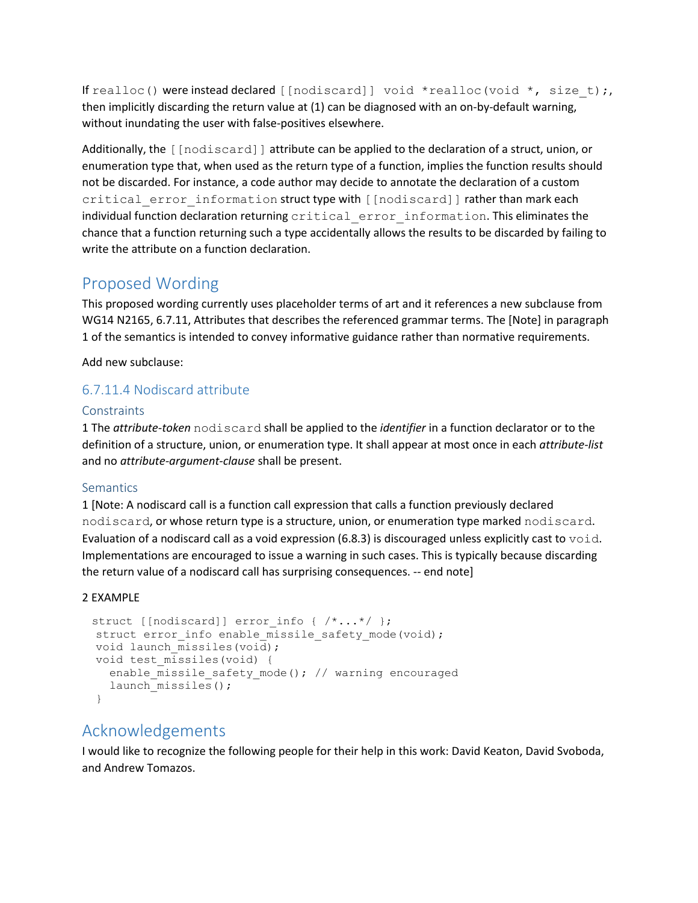If `realloc()` were instead declared `[[nodiscard]] void *realloc(void *, size_t);`, then implicitly discarding the return value at (1) can be diagnosed with an on-by-default warning, without inundating the user with false-positives elsewhere.

Additionally, the `[[nodiscard]]` attribute can be applied to the declaration of a struct, union, or enumeration type that, when used as the return type of a function, implies the function results should not be discarded. For instance, a code author may decide to annotate the declaration of a custom `critical_error_information` struct type with `[[nodiscard]]` rather than mark each individual function declaration returning `critical_error_information`. This eliminates the chance that a function returning such a type accidentally allows the results to be discarded by failing to write the attribute on a function declaration.

## Proposed Wording

This proposed wording currently uses placeholder terms of art and it references a new subclause from WG14 N2165, 6.7.11, Attributes that describes the referenced grammar terms. The [Note] in paragraph 1 of the semantics is intended to convey informative guidance rather than normative requirements.

Add new subclause:

### 6.7.11.4 Nodiscard attribute

#### Constraints

1 The *attribute-token* `nodiscard` shall be applied to the *identifier* in a function declarator or to the definition of a structure, union, or enumeration type. It shall appear at most once in each *attribute-list* and no *attribute-argument-clause* shall be present.

#### Semantics

1 [Note: A nodiscard call is a function call expression that calls a function previously declared `nodiscard`, or whose return type is a structure, union, or enumeration type marked `nodiscard`. Evaluation of a nodiscard call as a void expression (6.8.3) is discouraged unless explicitly cast to `void`. Implementations are encouraged to issue a warning in such cases. This is typically because discarding the return value of a nodiscard call has surprising consequences. -- end note]

2 EXAMPLE

```
struct [[nodiscard]] error_info { /*...*/ };
 struct error_info enable_missile_safety_mode(void);
 void launch_missiles(void);
 void test_missiles(void) {
   enable_missile_safety_mode(); // warning encouraged
   launch_missiles();
 }
```

## Acknowledgements

I would like to recognize the following people for their help in this work: David Keaton, David Svoboda, and Andrew Tomazos.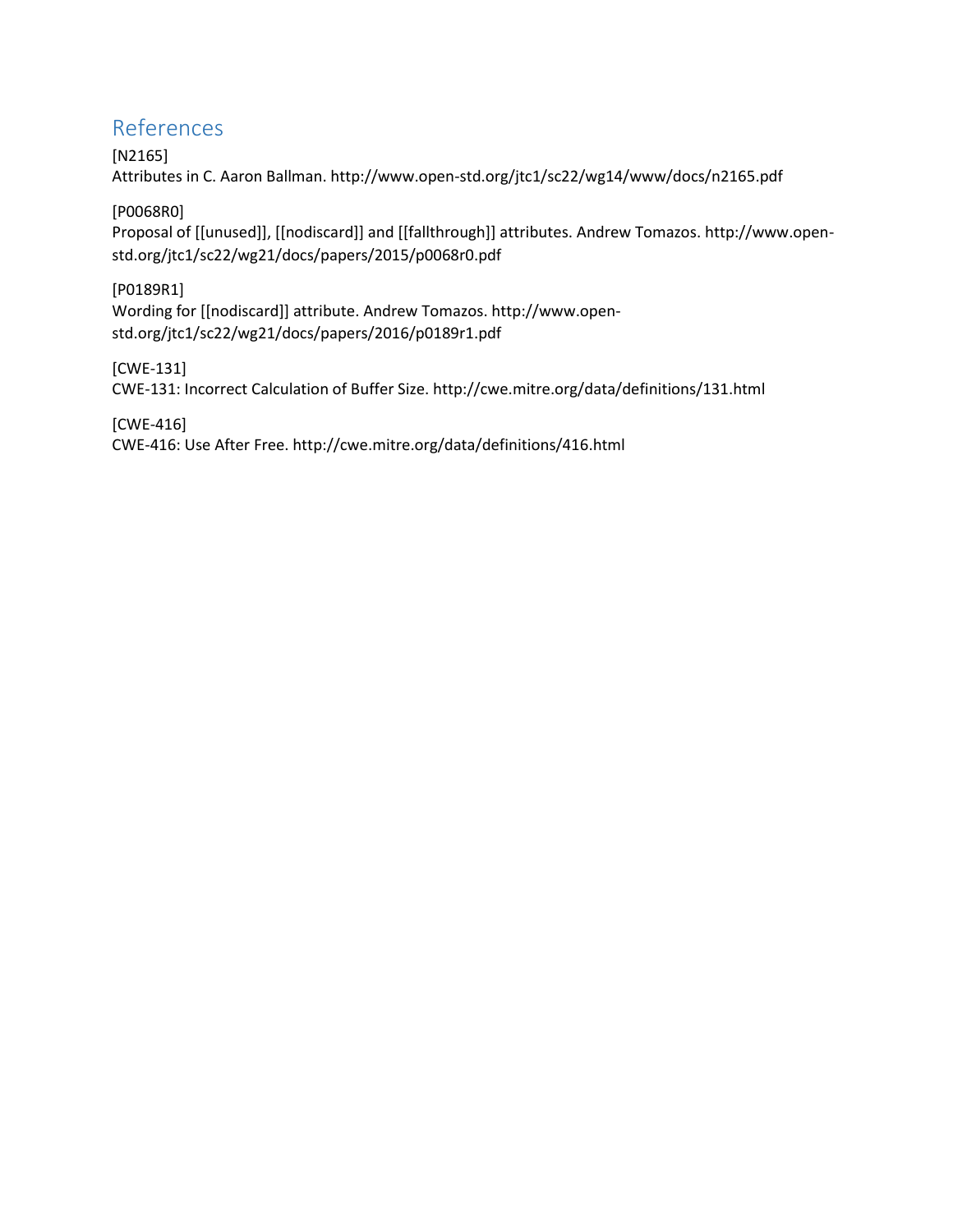# References

[N2165]
Attributes in C. Aaron Ballman. http://www.open-std.org/jtc1/sc22/wg14/www/docs/n2165.pdf

[P0068R0]
Proposal of [[unused]], [[nodiscard]] and [[fallthrough]] attributes. Andrew Tomazos. http://www.open-std.org/jtc1/sc22/wg21/docs/papers/2015/p0068r0.pdf

[P0189R1]
Wording for [[nodiscard]] attribute. Andrew Tomazos. http://www.open-std.org/jtc1/sc22/wg21/docs/papers/2016/p0189r1.pdf

[CWE-131]
CWE-131: Incorrect Calculation of Buffer Size. http://cwe.mitre.org/data/definitions/131.html

[CWE-416]
CWE-416: Use After Free. http://cwe.mitre.org/data/definitions/416.html